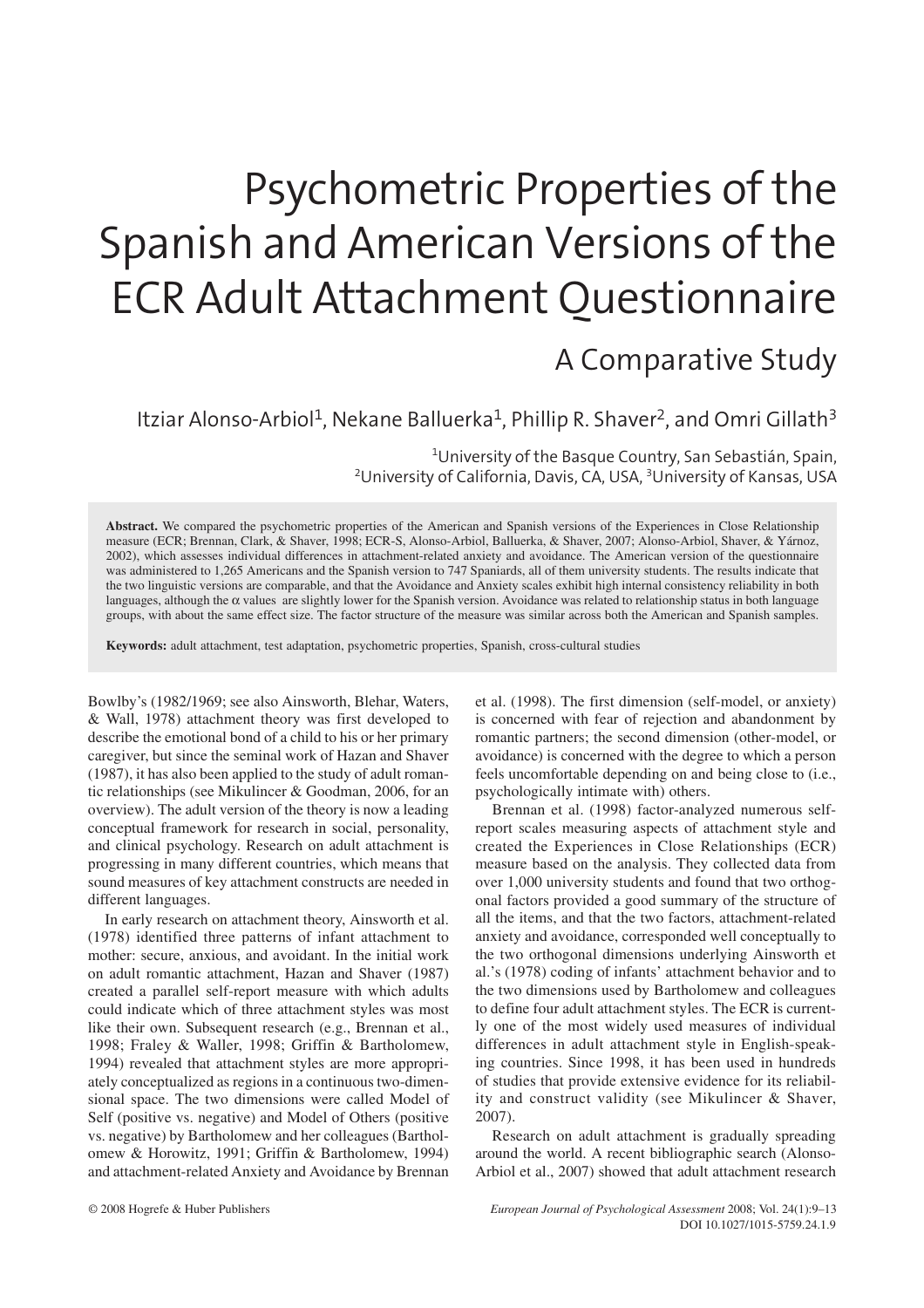# Psychometric Properties of the Spanish and American Versions of the ECR Adult Attachment Questionnaire

## A Comparative Study

Itziar Alonso-Arbiol[1], Nekane Balluerka[1], Phillip R. Shaver[2], and Omri Gillath[3]

[1]University of the Basque Country, San Sebastián, Spain, [2]University of California, Davis, CA, USA, [3]University of Kansas, USA

**Abstract.** We compared the psychometric properties of the American and Spanish versions of the Experiences in Close Relationship measure (ECR; Brennan, Clark, & Shaver, 1998; ECR-S, Alonso-Arbiol, Balluerka, & Shaver, 2007; Alonso-Arbiol, Shaver, & Yárnoz, 2002), which assesses individual differences in attachment-related anxiety and avoidance. The American version of the questionnaire was administered to 1,265 Americans and the Spanish version to 747 Spaniards, all of them university students. The results indicate that the two linguistic versions are comparable, and that the Avoidance and Anxiety scales exhibit high internal consistency reliability in both languages, although the $\alpha$ values are slightly lower for the Spanish version. Avoidance was related to relationship status in both language groups, with about the same effect size. The factor structure of the measure was similar across both the American and Spanish samples.

**Keywords:** adult attachment, test adaptation, psychometric properties, Spanish, cross-cultural studies

Bowlby's (1982/1969; see also Ainsworth, Blehar, Waters, & Wall, 1978) attachment theory was first developed to describe the emotional bond of a child to his or her primary caregiver, but since the seminal work of Hazan and Shaver (1987), it has also been applied to the study of adult romantic relationships (see Mikulincer & Goodman, 2006, for an overview). The adult version of the theory is now a leading conceptual framework for research in social, personality, and clinical psychology. Research on adult attachment is progressing in many different countries, which means that sound measures of key attachment constructs are needed in different languages.

In early research on attachment theory, Ainsworth et al. (1978) identified three patterns of infant attachment to mother: secure, anxious, and avoidant. In the initial work on adult romantic attachment, Hazan and Shaver (1987) created a parallel self-report measure with which adults could indicate which of three attachment styles was most like their own. Subsequent research (e.g., Brennan et al., 1998; Fraley & Waller, 1998; Griffin & Bartholomew, 1994) revealed that attachment styles are more appropriately conceptualized as regions in a continuous two-dimensional space. The two dimensions were called Model of Self (positive vs. negative) and Model of Others (positive vs. negative) by Bartholomew and her colleagues (Bartholomew & Horowitz, 1991; Griffin & Bartholomew, 1994) and attachment-related Anxiety and Avoidance by Brennan et al. (1998). The first dimension (self-model, or anxiety) is concerned with fear of rejection and abandonment by romantic partners; the second dimension (other-model, or avoidance) is concerned with the degree to which a person feels uncomfortable depending on and being close to (i.e., psychologically intimate with) others.

Brennan et al. (1998) factor-analyzed numerous self-report scales measuring aspects of attachment style and created the Experiences in Close Relationships (ECR) measure based on the analysis. They collected data from over 1,000 university students and found that two orthogonal factors provided a good summary of the structure of all the items, and that the two factors, attachment-related anxiety and avoidance, corresponded well conceptually to the two orthogonal dimensions underlying Ainsworth et al.'s (1978) coding of infants' attachment behavior and to the two dimensions used by Bartholomew and colleagues to define four adult attachment styles. The ECR is currently one of the most widely used measures of individual differences in adult attachment style in English-speaking countries. Since 1998, it has been used in hundreds of studies that provide extensive evidence for its reliability and construct validity (see Mikulincer & Shaver, 2007).

Research on adult attachment is gradually spreading around the world. A recent bibliographic search (Alonso-Arbiol et al., 2007) showed that adult attachment research

© 2008 Hogrefe & Huber Publishers

DOI 10.1027/1015-5759.24.1.9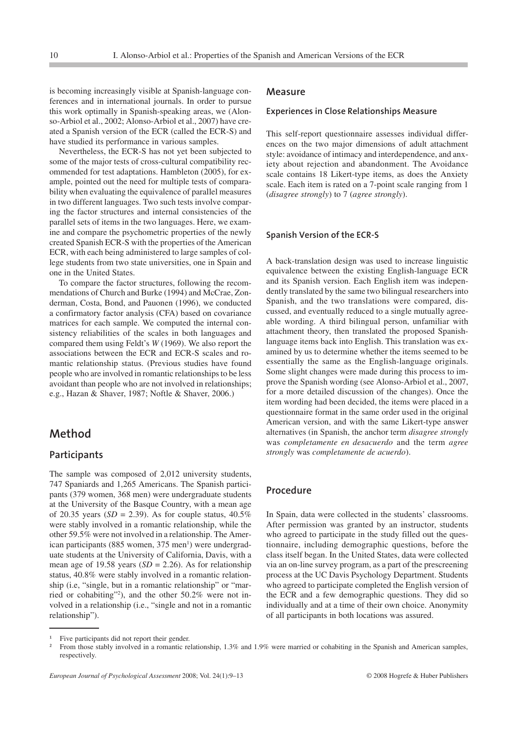is becoming increasingly visible at Spanish-language conferences and in international journals. In order to pursue this work optimally in Spanish-speaking areas, we (Alonso-Arbiol et al., 2002; Alonso-Arbiol et al., 2007) have created a Spanish version of the ECR (called the ECR-S) and have studied its performance in various samples.

Nevertheless, the ECR-S has not yet been subjected to some of the major tests of cross-cultural compatibility recommended for test adaptations. Hambleton (2005), for example, pointed out the need for multiple tests of comparability when evaluating the equivalence of parallel measures in two different languages. Two such tests involve comparing the factor structures and internal consistencies of the parallel sets of items in the two languages. Here, we examine and compare the psychometric properties of the newly created Spanish ECR-S with the properties of the American ECR, with each being administered to large samples of college students from two state universities, one in Spain and one in the United States.

To compare the factor structures, following the recommendations of Church and Burke (1994) and McCrae, Zonderman, Costa, Bond, and Pauonen (1996), we conducted a confirmatory factor analysis (CFA) based on covariance matrices for each sample. We computed the internal consistency reliabilities of the scales in both languages and compared them using Feldt's *W* (1969). We also report the associations between the ECR and ECR-S scales and romantic relationship status. (Previous studies have found people who are involved in romantic relationships to be less avoidant than people who are not involved in relationships; e.g., Hazan & Shaver, 1987; Noftle & Shaver, 2006.)

# Method

## Participants

The sample was composed of 2,012 university students, 747 Spaniards and 1,265 Americans. The Spanish participants (379 women, 368 men) were undergraduate students at the University of the Basque Country, with a mean age of 20.35 years ($SD$ = 2.39). As for couple status, 40.5% were stably involved in a romantic relationship, while the other 59.5% were not involved in a relationship. The American participants (885 women, 375 men[1]) were undergraduate students at the University of California, Davis, with a mean age of 19.58 years ($SD$ = 2.26). As for relationship status, 40.8% were stably involved in a romantic relationship (i.e, "single, but in a romantic relationship" or "married or cohabiting"[2]), and the other 50.2% were not involved in a relationship (i.e., "single and not in a romantic relationship").

## Measure

### Experiences in Close Relationships Measure

This self-report questionnaire assesses individual differences on the two major dimensions of adult attachment style: avoidance of intimacy and interdependence, and anxiety about rejection and abandonment. The Avoidance scale contains 18 Likert-type items, as does the Anxiety scale. Each item is rated on a 7-point scale ranging from 1 (*disagree strongly*) to 7 (*agree strongly*).

### Spanish Version of the ECR-S

A back-translation design was used to increase linguistic equivalence between the existing English-language ECR and its Spanish version. Each English item was independently translated by the same two bilingual researchers into Spanish, and the two translations were compared, discussed, and eventually reduced to a single mutually agreeable wording. A third bilingual person, unfamiliar with attachment theory, then translated the proposed Spanish-language items back into English. This translation was examined by us to determine whether the items seemed to be essentially the same as the English-language originals. Some slight changes were made during this process to improve the Spanish wording (see Alonso-Arbiol et al., 2007, for a more detailed discussion of the changes). Once the item wording had been decided, the items were placed in a questionnaire format in the same order used in the original American version, and with the same Likert-type answer alternatives (in Spanish, the anchor term *disagree strongly* was *completamente en desacuerdo* and the term *agree strongly* was *completamente de acuerdo*).

## Procedure

In Spain, data were collected in the students' classrooms. After permission was granted by an instructor, students who agreed to participate in the study filled out the questionnaire, including demographic questions, before the class itself began. In the United States, data were collected via an on-line survey program, as a part of the prescreening process at the UC Davis Psychology Department. Students who agreed to participate completed the English version of the ECR and a few demographic questions. They did so individually and at a time of their own choice. Anonymity of all participants in both locations was assured.

---

[1] Five participants did not report their gender.

[2] From those stably involved in a romantic relationship, 1.3% and 1.9% were married or cohabiting in the Spanish and American samples, respectively.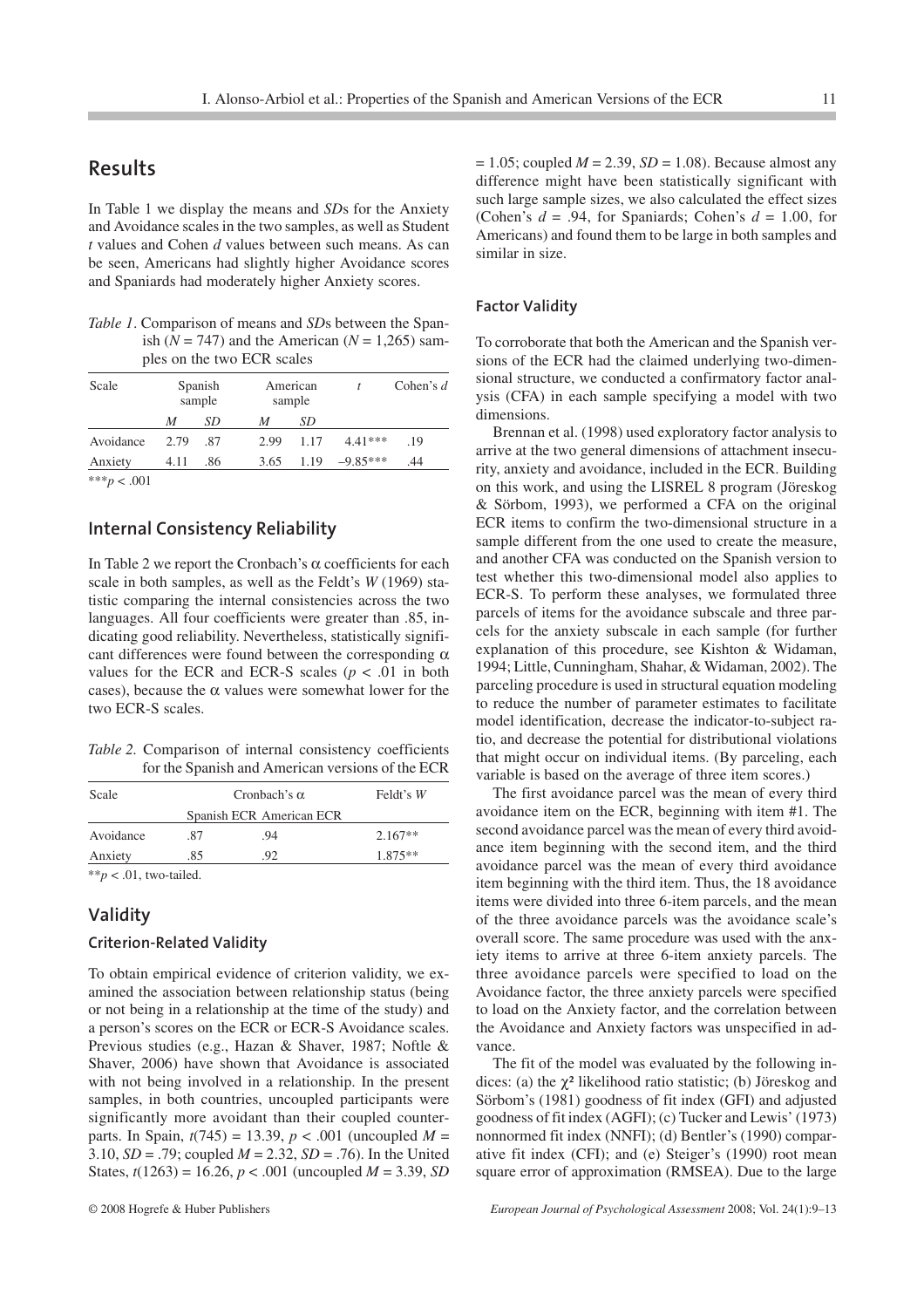## Results

In Table 1 we display the means and *SD*s for the Anxiety and Avoidance scales in the two samples, as well as Student *t* values and Cohen *d* values between such means. As can be seen, Americans had slightly higher Avoidance scores and Spaniards had moderately higher Anxiety scores.

*Table 1*. Comparison of means and *SD*s between the Spanish ($N$ = 747) and the American ($N$ = 1,265) samples on the two ECR scales

| Scale | Spanish sample | | American sample | | $t$ | Cohen's $d$ |
|---|---|---|---|---|---|---|
| | $M$ | $SD$ | $M$ | $SD$ | | |
| Avoidance | 2.79 | .87 | 2.99 | 1.17 | 4.41*** | .19 |
| Anxiety | 4.11 | .86 | 3.65 | 1.19 | −9.85*** | .44 |

***$p$ < .001

## Internal Consistency Reliability

In Table 2 we report the Cronbach's α coefficients for each scale in both samples, as well as the Feldt's *W* (1969) statistic comparing the internal consistencies across the two languages. All four coefficients were greater than .85, indicating good reliability. Nevertheless, statistically significant differences were found between the corresponding α values for the ECR and ECR-S scales ($p$ < .01 in both cases), because the α values were somewhat lower for the two ECR-S scales.

*Table 2.* Comparison of internal consistency coefficients for the Spanish and American versions of the ECR

| Scale | Cronbach's α | | Feldt's $W$ |
|---|---|---|---|
| | Spanish ECR | American ECR | |
| Avoidance | .87 | .94 | 2.167** |
| Anxiety | .85 | .92 | 1.875** |

**$p$ < .01, two-tailed.

## Validity

### Criterion-Related Validity

To obtain empirical evidence of criterion validity, we examined the association between relationship status (being or not being in a relationship at the time of the study) and a person's scores on the ECR or ECR-S Avoidance scales. Previous studies (e.g., Hazan & Shaver, 1987; Noftle & Shaver, 2006) have shown that Avoidance is associated with not being involved in a relationship. In the present samples, in both countries, uncoupled participants were significantly more avoidant than their coupled counterparts. In Spain, $t(745)$ = 13.39, $p$ < .001 (uncoupled $M$ = 3.10, $SD$ = .79; coupled $M$ = 2.32, $SD$ = .76). In the United States, $t(1263)$ = 16.26, $p$ < .001 (uncoupled $M$ = 3.39, $SD$ = 1.05; coupled $M$ = 2.39, $SD$ = 1.08). Because almost any difference might have been statistically significant with such large sample sizes, we also calculated the effect sizes (Cohen's $d$ = .94, for Spaniards; Cohen's $d$ = 1.00, for Americans) and found them to be large in both samples and similar in size.

### Factor Validity

To corroborate that both the American and the Spanish versions of the ECR had the claimed underlying two-dimensional structure, we conducted a confirmatory factor analysis (CFA) in each sample specifying a model with two dimensions.

Brennan et al. (1998) used exploratory factor analysis to arrive at the two general dimensions of attachment insecurity, anxiety and avoidance, included in the ECR. Building on this work, and using the LISREL 8 program (Jöreskog & Sörbom, 1993), we performed a CFA on the original ECR items to confirm the two-dimensional structure in a sample different from the one used to create the measure, and another CFA was conducted on the Spanish version to test whether this two-dimensional model also applies to ECR-S. To perform these analyses, we formulated three parcels of items for the avoidance subscale and three parcels for the anxiety subscale in each sample (for further explanation of this procedure, see Kishton & Widaman, 1994; Little, Cunningham, Shahar, & Widaman, 2002). The parceling procedure is used in structural equation modeling to reduce the number of parameter estimates to facilitate model identification, decrease the indicator-to-subject ratio, and decrease the potential for distributional violations that might occur on individual items. (By parceling, each variable is based on the average of three item scores.)

The first avoidance parcel was the mean of every third avoidance item on the ECR, beginning with item #1. The second avoidance parcel was the mean of every third avoidance item beginning with the second item, and the third avoidance parcel was the mean of every third avoidance item beginning with the third item. Thus, the 18 avoidance items were divided into three 6-item parcels, and the mean of the three avoidance parcels was the avoidance scale's overall score. The same procedure was used with the anxiety items to arrive at three 6-item anxiety parcels. The three avoidance parcels were specified to load on the Avoidance factor, the three anxiety parcels were specified to load on the Anxiety factor, and the correlation between the Avoidance and Anxiety factors was unspecified in advance.

The fit of the model was evaluated by the following indices: (a) the $\chi^2$ likelihood ratio statistic; (b) Jöreskog and Sörbom's (1981) goodness of fit index (GFI) and adjusted goodness of fit index (AGFI); (c) Tucker and Lewis' (1973) nonnormed fit index (NNFI); (d) Bentler's (1990) comparative fit index (CFI); and (e) Steiger's (1990) root mean square error of approximation (RMSEA). Due to the large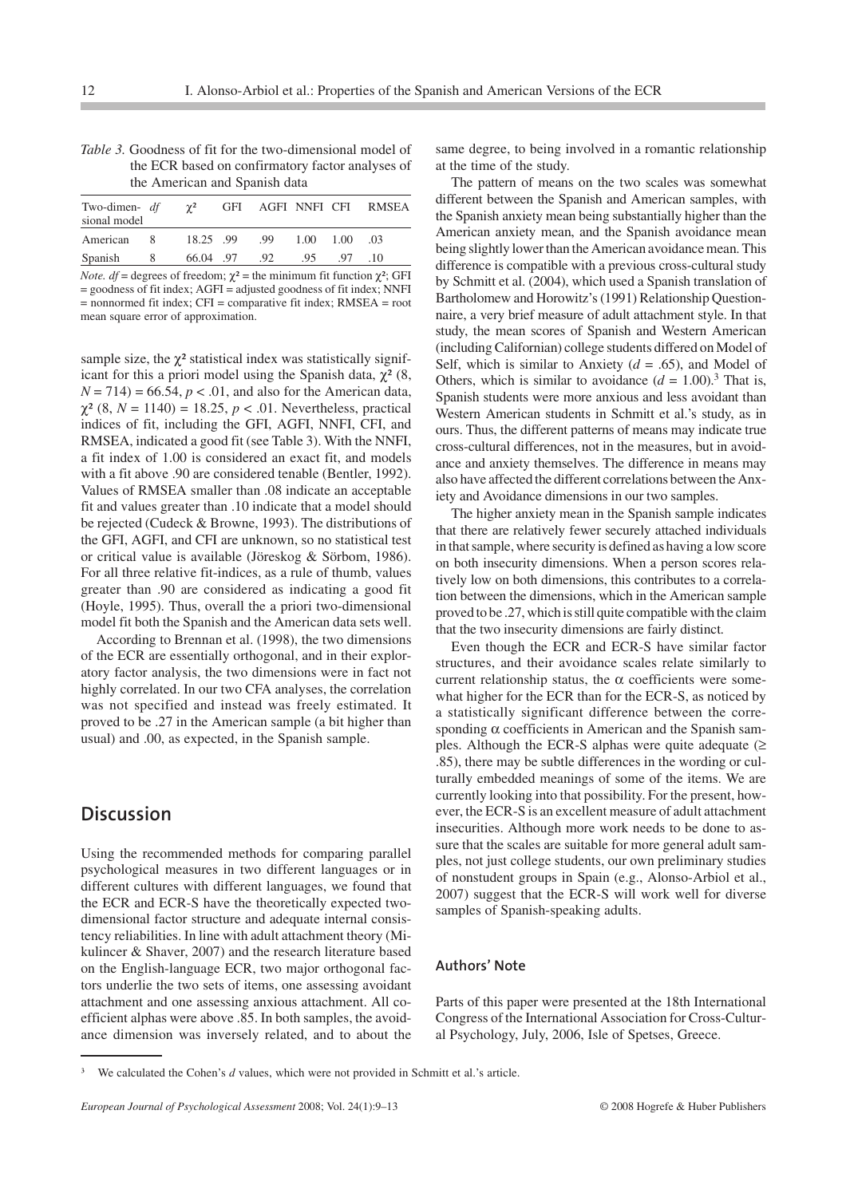*Table 3.* Goodness of fit for the two-dimensional model of the ECR based on confirmatory factor analyses of the American and Spanish data

| Two-dimensional model | *df* | $\chi^2$ | GFI | AGFI | NNFI | CFI | RMSEA |
|---|---|---|---|---|---|---|---|
| American | 8 | 18.25 | .99 | .99 | 1.00 | 1.00 | .03 |
| Spanish | 8 | 66.04 | .97 | .92 | .95 | .97 | .10 |

*Note. df* = degrees of freedom; $\chi^2$ = the minimum fit function $\chi^2$; GFI = goodness of fit index; AGFI = adjusted goodness of fit index; NNFI = nonnormed fit index; CFI = comparative fit index; RMSEA = root mean square error of approximation.

sample size, the $\chi^2$ statistical index was statistically significant for this a priori model using the Spanish data, $\chi^2$ (8, $N$ = 714) = 66.54, $p < .01$, and also for the American data, $\chi^2$ (8, $N$ = 1140) = 18.25, $p < .01$. Nevertheless, practical indices of fit, including the GFI, AGFI, NNFI, CFI, and RMSEA, indicated a good fit (see Table 3). With the NNFI, a fit index of 1.00 is considered an exact fit, and models with a fit above .90 are considered tenable (Bentler, 1992). Values of RMSEA smaller than .08 indicate an acceptable fit and values greater than .10 indicate that a model should be rejected (Cudeck & Browne, 1993). The distributions of the GFI, AGFI, and CFI are unknown, so no statistical test or critical value is available (Jöreskog & Sörbom, 1986). For all three relative fit-indices, as a rule of thumb, values greater than .90 are considered as indicating a good fit (Hoyle, 1995). Thus, overall the a priori two-dimensional model fit both the Spanish and the American data sets well.

According to Brennan et al. (1998), the two dimensions of the ECR are essentially orthogonal, and in their exploratory factor analysis, the two dimensions were in fact not highly correlated. In our two CFA analyses, the correlation was not specified and instead was freely estimated. It proved to be .27 in the American sample (a bit higher than usual) and .00, as expected, in the Spanish sample.

## Discussion

Using the recommended methods for comparing parallel psychological measures in two different languages or in different cultures with different languages, we found that the ECR and ECR-S have the theoretically expected two-dimensional factor structure and adequate internal consistency reliabilities. In line with adult attachment theory (Mikulincer & Shaver, 2007) and the research literature based on the English-language ECR, two major orthogonal factors underlie the two sets of items, one assessing avoidant attachment and one assessing anxious attachment. All coefficient alphas were above .85. In both samples, the avoidance dimension was inversely related, and to about the same degree, to being involved in a romantic relationship at the time of the study.

The pattern of means on the two scales was somewhat different between the Spanish and American samples, with the Spanish anxiety mean being substantially higher than the American anxiety mean, and the Spanish avoidance mean being slightly lower than the American avoidance mean. This difference is compatible with a previous cross-cultural study by Schmitt et al. (2004), which used a Spanish translation of Bartholomew and Horowitz's (1991) Relationship Questionnaire, a very brief measure of adult attachment style. In that study, the mean scores of Spanish and Western American (including Californian) college students differed on Model of Self, which is similar to Anxiety ($d$ = .65), and Model of Others, which is similar to avoidance ($d$ = 1.00).[3] That is, Spanish students were more anxious and less avoidant than Western American students in Schmitt et al.'s study, as in ours. Thus, the different patterns of means may indicate true cross-cultural differences, not in the measures, but in avoidance and anxiety themselves. The difference in means may also have affected the different correlations between the Anxiety and Avoidance dimensions in our two samples.

The higher anxiety mean in the Spanish sample indicates that there are relatively fewer securely attached individuals in that sample, where security is defined as having a low score on both insecurity dimensions. When a person scores relatively low on both dimensions, this contributes to a correlation between the dimensions, which in the American sample proved to be .27, which is still quite compatible with the claim that the two insecurity dimensions are fairly distinct.

Even though the ECR and ECR-S have similar factor structures, and their avoidance scales relate similarly to current relationship status, the $\alpha$ coefficients were somewhat higher for the ECR than for the ECR-S, as noticed by a statistically significant difference between the corresponding $\alpha$ coefficients in American and the Spanish samples. Although the ECR-S alphas were quite adequate ($\geq$ .85), there may be subtle differences in the wording or culturally embedded meanings of some of the items. We are currently looking into that possibility. For the present, however, the ECR-S is an excellent measure of adult attachment insecurities. Although more work needs to be done to assure that the scales are suitable for more general adult samples, not just college students, our own preliminary studies of nonstudent groups in Spain (e.g., Alonso-Arbiol et al., 2007) suggest that the ECR-S will work well for diverse samples of Spanish-speaking adults.

### Authors' Note

Parts of this paper were presented at the 18th International Congress of the International Association for Cross-Cultural Psychology, July, 2006, Isle of Spetses, Greece.

---

[3] We calculated the Cohen's *d* values, which were not provided in Schmitt et al.'s article.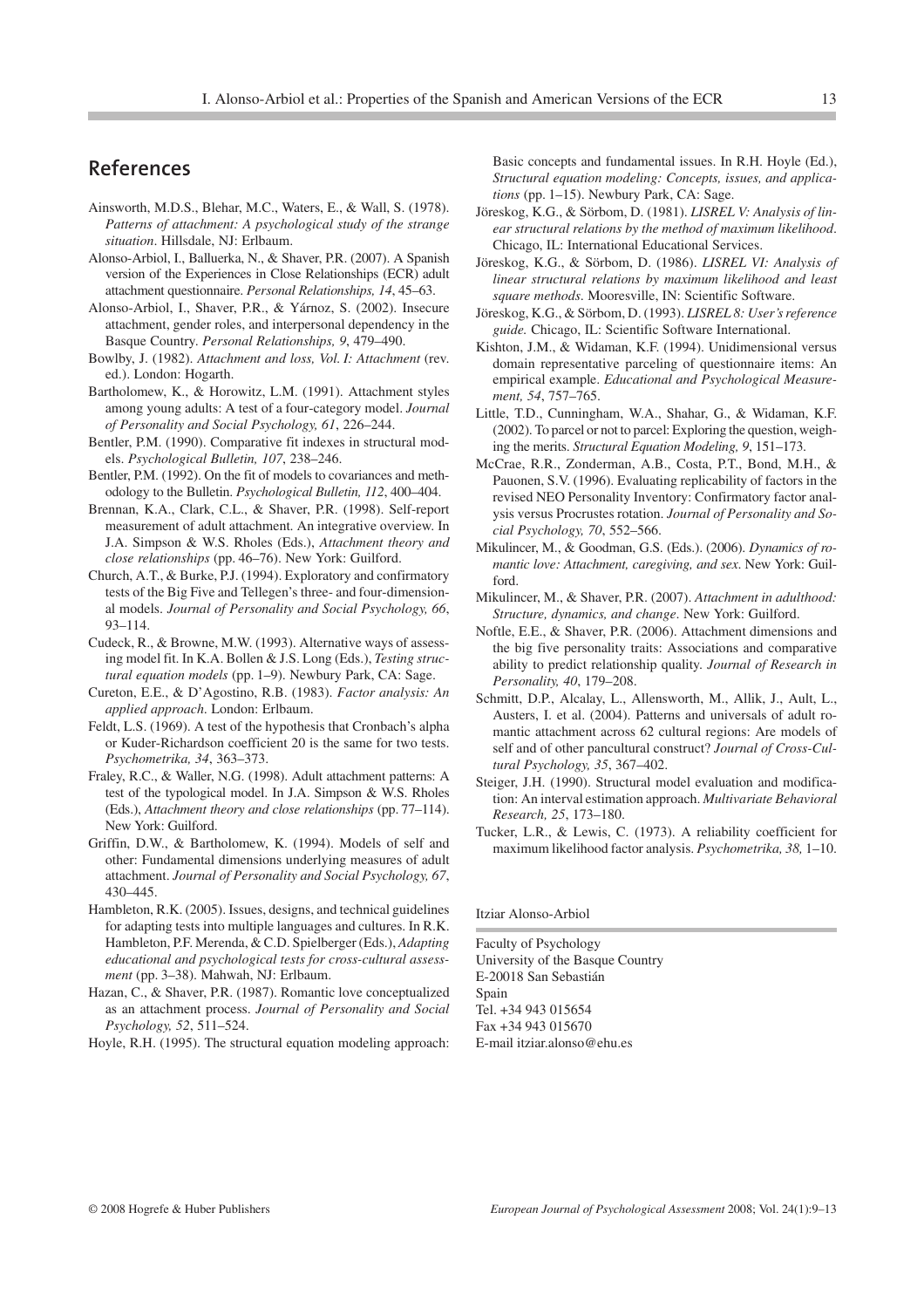## References

Ainsworth, M.D.S., Blehar, M.C., Waters, E., & Wall, S. (1978). *Patterns of attachment: A psychological study of the strange situation*. Hillsdale, NJ: Erlbaum.

Alonso-Arbiol, I., Balluerka, N., & Shaver, P.R. (2007). A Spanish version of the Experiences in Close Relationships (ECR) adult attachment questionnaire. *Personal Relationships, 14*, 45–63.

Alonso-Arbiol, I., Shaver, P.R., & Yárnoz, S. (2002). Insecure attachment, gender roles, and interpersonal dependency in the Basque Country. *Personal Relationships, 9*, 479–490.

Bowlby, J. (1982). *Attachment and loss, Vol. I: Attachment* (rev. ed.). London: Hogarth.

Bartholomew, K., & Horowitz, L.M. (1991). Attachment styles among young adults: A test of a four-category model. *Journal of Personality and Social Psychology, 61*, 226–244.

Bentler, P.M. (1990). Comparative fit indexes in structural models. *Psychological Bulletin, 107*, 238–246.

Bentler, P.M. (1992). On the fit of models to covariances and methodology to the Bulletin. *Psychological Bulletin, 112*, 400–404.

Brennan, K.A., Clark, C.L., & Shaver, P.R. (1998). Self-report measurement of adult attachment. An integrative overview. In J.A. Simpson & W.S. Rholes (Eds.), *Attachment theory and close relationships* (pp. 46–76). New York: Guilford.

Church, A.T., & Burke, P.J. (1994). Exploratory and confirmatory tests of the Big Five and Tellegen's three- and four-dimensional models. *Journal of Personality and Social Psychology, 66*, 93–114.

Cudeck, R., & Browne, M.W. (1993). Alternative ways of assessing model fit. In K.A. Bollen & J.S. Long (Eds.), *Testing structural equation models* (pp. 1–9). Newbury Park, CA: Sage.

Cureton, E.E., & D'Agostino, R.B. (1983). *Factor analysis: An applied approach*. London: Erlbaum.

Feldt, L.S. (1969). A test of the hypothesis that Cronbach's alpha or Kuder-Richardson coefficient 20 is the same for two tests. *Psychometrika, 34*, 363–373.

Fraley, R.C., & Waller, N.G. (1998). Adult attachment patterns: A test of the typological model. In J.A. Simpson & W.S. Rholes (Eds.), *Attachment theory and close relationships* (pp. 77–114). New York: Guilford.

Griffin, D.W., & Bartholomew, K. (1994). Models of self and other: Fundamental dimensions underlying measures of adult attachment. *Journal of Personality and Social Psychology, 67*, 430–445.

Hambleton, R.K. (2005). Issues, designs, and technical guidelines for adapting tests into multiple languages and cultures. In R.K. Hambleton, P.F. Merenda, & C.D. Spielberger (Eds.), *Adapting educational and psychological tests for cross-cultural assessment* (pp. 3–38). Mahwah, NJ: Erlbaum.

Hazan, C., & Shaver, P.R. (1987). Romantic love conceptualized as an attachment process. *Journal of Personality and Social Psychology, 52*, 511–524.

Hoyle, R.H. (1995). The structural equation modeling approach: Basic concepts and fundamental issues. In R.H. Hoyle (Ed.), *Structural equation modeling: Concepts, issues, and applications* (pp. 1–15). Newbury Park, CA: Sage.

Jöreskog, K.G., & Sörbom, D. (1981). *LISREL V: Analysis of linear structural relations by the method of maximum likelihood*. Chicago, IL: International Educational Services.

Jöreskog, K.G., & Sörbom, D. (1986). *LISREL VI: Analysis of linear structural relations by maximum likelihood and least square methods*. Mooresville, IN: Scientific Software.

Jöreskog, K.G., & Sörbom, D. (1993). *LISREL 8: User's reference guide.* Chicago, IL: Scientific Software International.

Kishton, J.M., & Widaman, K.F. (1994). Unidimensional versus domain representative parceling of questionnaire items: An empirical example. *Educational and Psychological Measurement, 54*, 757–765.

Little, T.D., Cunningham, W.A., Shahar, G., & Widaman, K.F. (2002). To parcel or not to parcel: Exploring the question, weighing the merits. *Structural Equation Modeling, 9*, 151–173.

McCrae, R.R., Zonderman, A.B., Costa, P.T., Bond, M.H., & Pauonen, S.V. (1996). Evaluating replicability of factors in the revised NEO Personality Inventory: Confirmatory factor analysis versus Procrustes rotation. *Journal of Personality and Social Psychology, 70*, 552–566.

Mikulincer, M., & Goodman, G.S. (Eds.). (2006). *Dynamics of romantic love: Attachment, caregiving, and sex*. New York: Guilford.

Mikulincer, M., & Shaver, P.R. (2007). *Attachment in adulthood: Structure, dynamics, and change*. New York: Guilford.

Noftle, E.E., & Shaver, P.R. (2006). Attachment dimensions and the big five personality traits: Associations and comparative ability to predict relationship quality. *Journal of Research in Personality, 40*, 179–208.

Schmitt, D.P., Alcalay, L., Allensworth, M., Allik, J., Ault, L., Austers, I. et al. (2004). Patterns and universals of adult romantic attachment across 62 cultural regions: Are models of self and of other pancultural construct? *Journal of Cross-Cultural Psychology, 35*, 367–402.

Steiger, J.H. (1990). Structural model evaluation and modification: An interval estimation approach. *Multivariate Behavioral Research, 25*, 173–180.

Tucker, L.R., & Lewis, C. (1973). A reliability coefficient for maximum likelihood factor analysis. *Psychometrika, 38,* 1–10.

Itziar Alonso-Arbiol

Faculty of Psychology
University of the Basque Country
E-20018 San Sebastián
Spain
Tel. +34 943 015654
Fax +34 943 015670
E-mail itziar.alonso@ehu.es